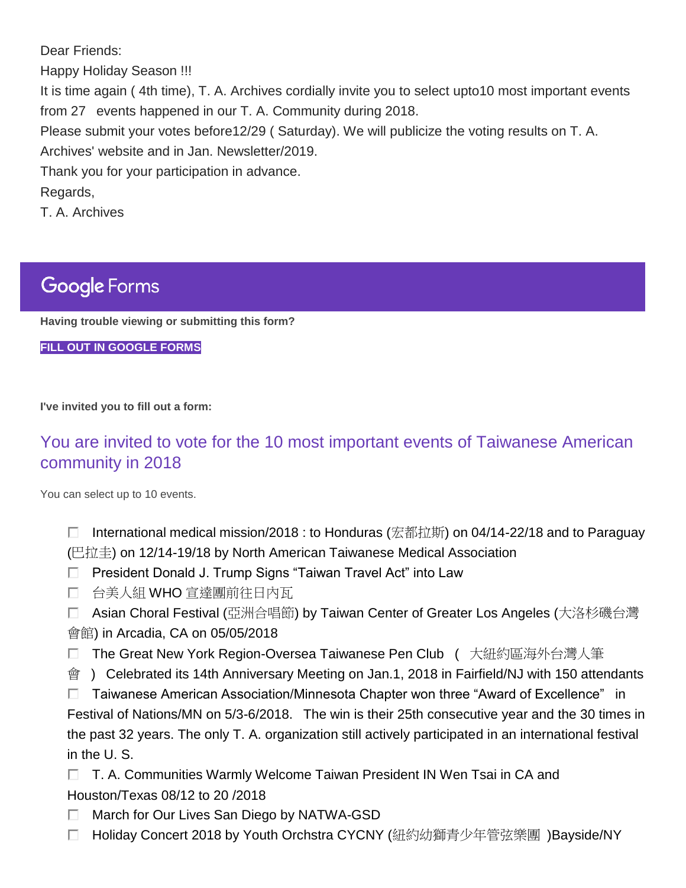Dear Friends:

Happy Holiday Season !!!

It is time again ( 4th time), T. A. Archives cordially invite you to select upto10 most important events from 27 events happened in our T. A. Community during 2018.

Please submit your votes before12/29 ( Saturday). We will publicize the voting results on T. A. Archives' website and in Jan. Newsletter/2019.

Thank you for your participation in advance.

Regards,

T. A. Archives

# Google Forms

**Having trouble viewing or submitting this form?**

**FILL OUT IN GOOGLE FORMS**

**I've invited you to fill out a form:**

## You are invited to vote for the 10 most important events of Taiwanese American community in 2018

You can select up to 10 events.

- ☐ International medical mission/2018 : to Honduras (宏都拉斯) on 04/14-22/18 and to Paraguay (巴拉圭) on 12/14-19/18 by North American Taiwanese Medical Association
- ☐ President Donald J. Trump Signs “Taiwan Travel Act” into Law
- ☐ 台美人組 WHO 宣達團前往日內瓦
- ☐ Asian Choral Festival (亞洲合唱節) by Taiwan Center of Greater Los Angeles (大洛杉磯台灣會館) in Arcadia, CA on 05/05/2018
- ☐ The Great New York Region-Oversea Taiwanese Pen Club ( 大紐約區海外台灣人筆會 ) Celebrated its 14th Anniversary Meeting on Jan.1, 2018 in Fairfield/NJ with 150 attendants
- ☐ Taiwanese American Association/Minnesota Chapter won three “Award of Excellence” in Festival of Nations/MN on 5/3-6/2018. The win is their 25th consecutive year and the 30 times in the past 32 years. The only T. A. organization still actively participated in an international festival in the U. S.
- ☐ T. A. Communities Warmly Welcome Taiwan President IN Wen Tsai in CA and Houston/Texas 08/12 to 20 /2018
- ☐ March for Our Lives San Diego by NATWA-GSD
- ☐ Holiday Concert 2018 by Youth Orchstra CYCNY (紐約幼獅青少年管弦樂團 )Bayside/NY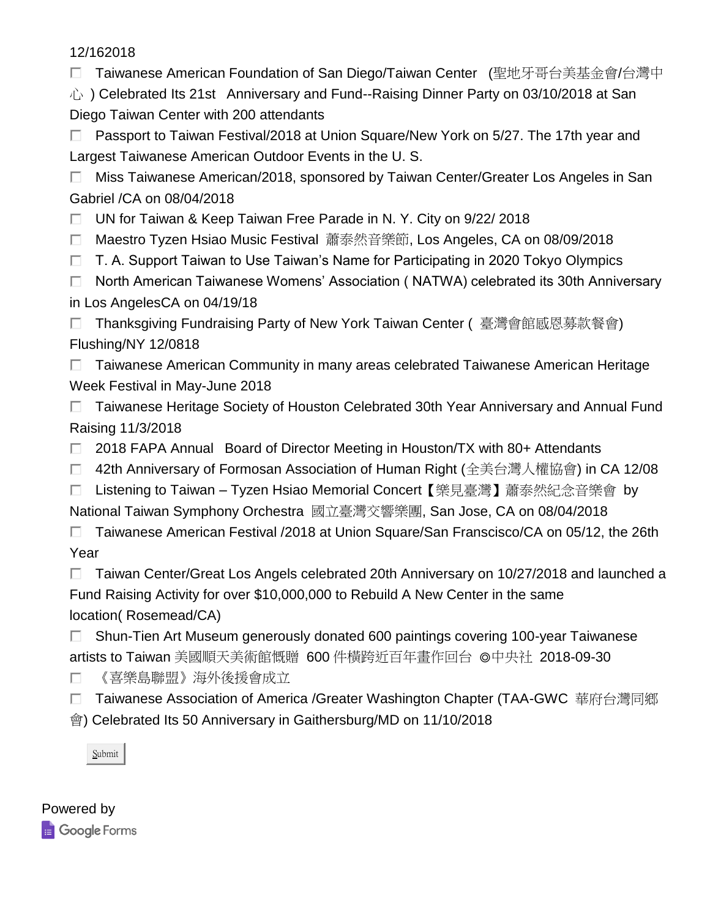12/162018

- [ ] Taiwanese American Foundation of San Diego/Taiwan Center (聖地牙哥台美基金會/台灣中心 ) Celebrated Its 21st Anniversary and Fund--Raising Dinner Party on 03/10/2018 at San Diego Taiwan Center with 200 attendants
- [ ] Passport to Taiwan Festival/2018 at Union Square/New York on 5/27. The 17th year and Largest Taiwanese American Outdoor Events in the U. S.
- [ ] Miss Taiwanese American/2018, sponsored by Taiwan Center/Greater Los Angeles in San Gabriel /CA on 08/04/2018
- [ ] UN for Taiwan & Keep Taiwan Free Parade in N. Y. City on 9/22/ 2018
- [ ] Maestro Tyzen Hsiao Music Festival 蕭泰然音樂節, Los Angeles, CA on 08/09/2018
- [ ] T. A. Support Taiwan to Use Taiwan's Name for Participating in 2020 Tokyo Olympics
- [ ] North American Taiwanese Womens' Association ( NATWA) celebrated its 30th Anniversary in Los AngelesCA on 04/19/18
- [ ] Thanksgiving Fundraising Party of New York Taiwan Center ( 臺灣會館感恩募款餐會) Flushing/NY 12/0818
- [ ] Taiwanese American Community in many areas celebrated Taiwanese American Heritage Week Festival in May-June 2018
- [ ] Taiwanese Heritage Society of Houston Celebrated 30th Year Anniversary and Annual Fund Raising 11/3/2018
- [ ] 2018 FAPA Annual Board of Director Meeting in Houston/TX with 80+ Attendants
- [ ] 42th Anniversary of Formosan Association of Human Right (全美台灣人權協會) in CA 12/08
- [ ] Listening to Taiwan – Tyzen Hsiao Memorial Concert【樂見臺灣】蕭泰然紀念音樂會 by National Taiwan Symphony Orchestra 國立臺灣交響樂團, San Jose, CA on 08/04/2018
- [ ] Taiwanese American Festival /2018 at Union Square/San Franscisco/CA on 05/12, the 26th Year
- [ ] Taiwan Center/Great Los Angels celebrated 20th Anniversary on 10/27/2018 and launched a Fund Raising Activity for over $10,000,000 to Rebuild A New Center in the same location( Rosemead/CA)
- [ ] Shun-Tien Art Museum generously donated 600 paintings covering 100-year Taiwanese artists to Taiwan 美國順天美術館慨贈 600 件橫跨近百年畫作回台 ◎中央社 2018-09-30
- [ ] 《喜樂島聯盟》海外後援會成立
- [ ] Taiwanese Association of America /Greater Washington Chapter (TAA-GWC 華府台灣同鄉會) Celebrated Its 50 Anniversary in Gaithersburg/MD on 11/10/2018

Submit

Powered by Google Forms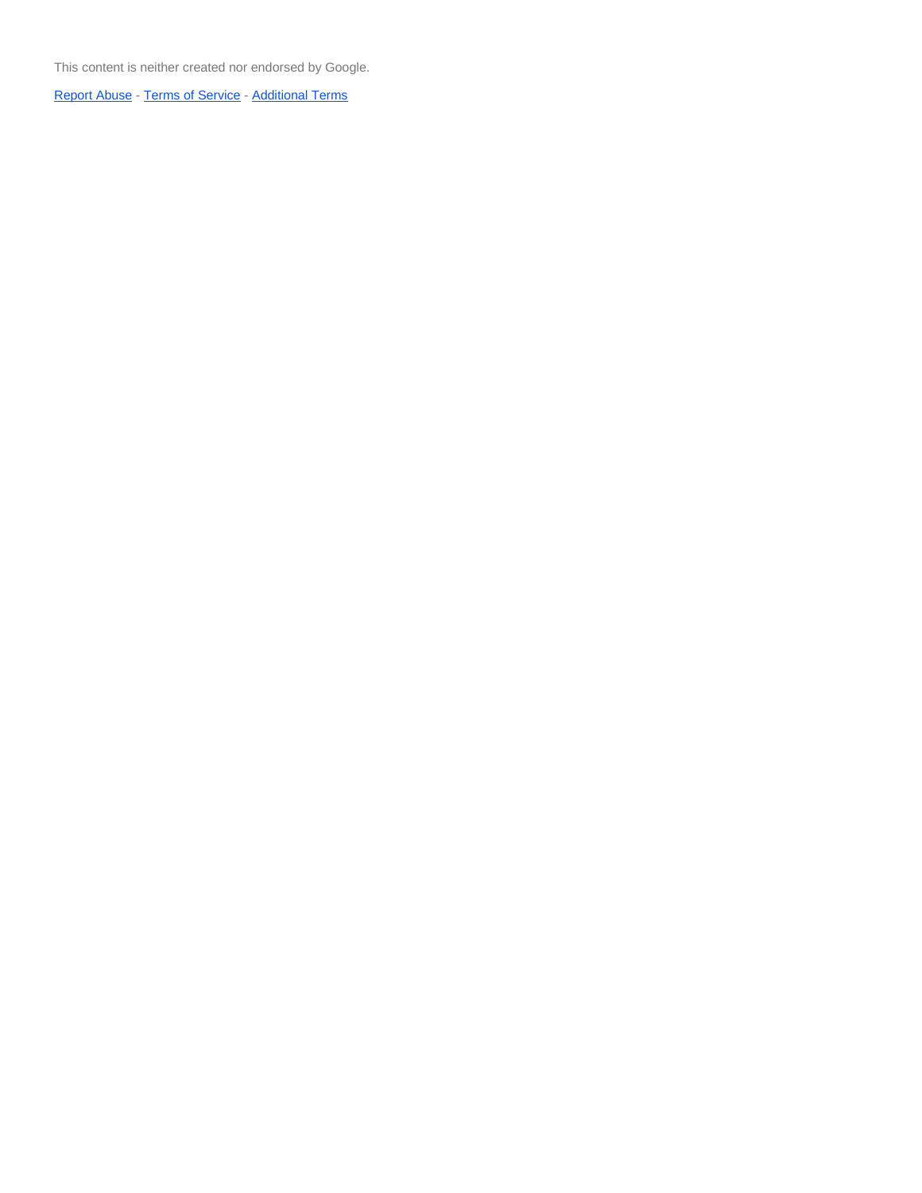This content is neither created nor endorsed by Google.

Report Abuse - Terms of Service - Additional Terms